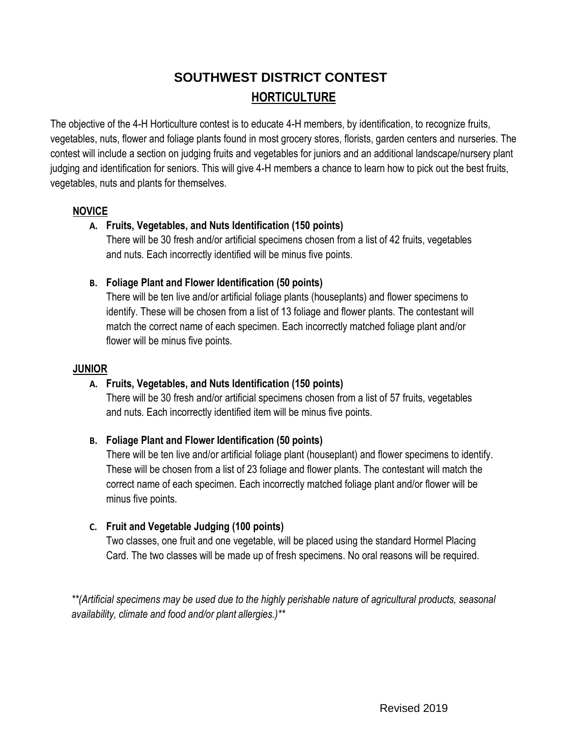# SOUTHWEST DISTRICT CONTEST

## HORTICULTURE

The objective of the 4-H Horticulture contest is to educate 4-H members, by identification, to recognize fruits, vegetables, nuts, flower and foliage plants found in most grocery stores, florists, garden centers and nurseries. The contest will include a section on judging fruits and vegetables for juniors and an additional landscape/nursery plant judging and identification for seniors. This will give 4-H members a chance to learn how to pick out the best fruits, vegetables, nuts and plants for themselves.

### NOVICE

**A. Fruits, Vegetables, and Nuts Identification (150 points)**
There will be 30 fresh and/or artificial specimens chosen from a list of 42 fruits, vegetables and nuts. Each incorrectly identified will be minus five points.

**B. Foliage Plant and Flower Identification (50 points)**
There will be ten live and/or artificial foliage plants (houseplants) and flower specimens to identify. These will be chosen from a list of 13 foliage and flower plants. The contestant will match the correct name of each specimen. Each incorrectly matched foliage plant and/or flower will be minus five points.

### JUNIOR

**A. Fruits, Vegetables, and Nuts Identification (150 points)**
There will be 30 fresh and/or artificial specimens chosen from a list of 57 fruits, vegetables and nuts. Each incorrectly identified item will be minus five points.

**B. Foliage Plant and Flower Identification (50 points)**
There will be ten live and/or artificial foliage plant (houseplant) and flower specimens to identify. These will be chosen from a list of 23 foliage and flower plants. The contestant will match the correct name of each specimen. Each incorrectly matched foliage plant and/or flower will be minus five points.

**C. Fruit and Vegetable Judging (100 points)**
Two classes, one fruit and one vegetable, will be placed using the standard Hormel Placing Card. The two classes will be made up of fresh specimens. No oral reasons will be required.

*\*\*(Artificial specimens may be used due to the highly perishable nature of agricultural products, seasonal availability, climate and food and/or plant allergies.)\*\**

Revised 2019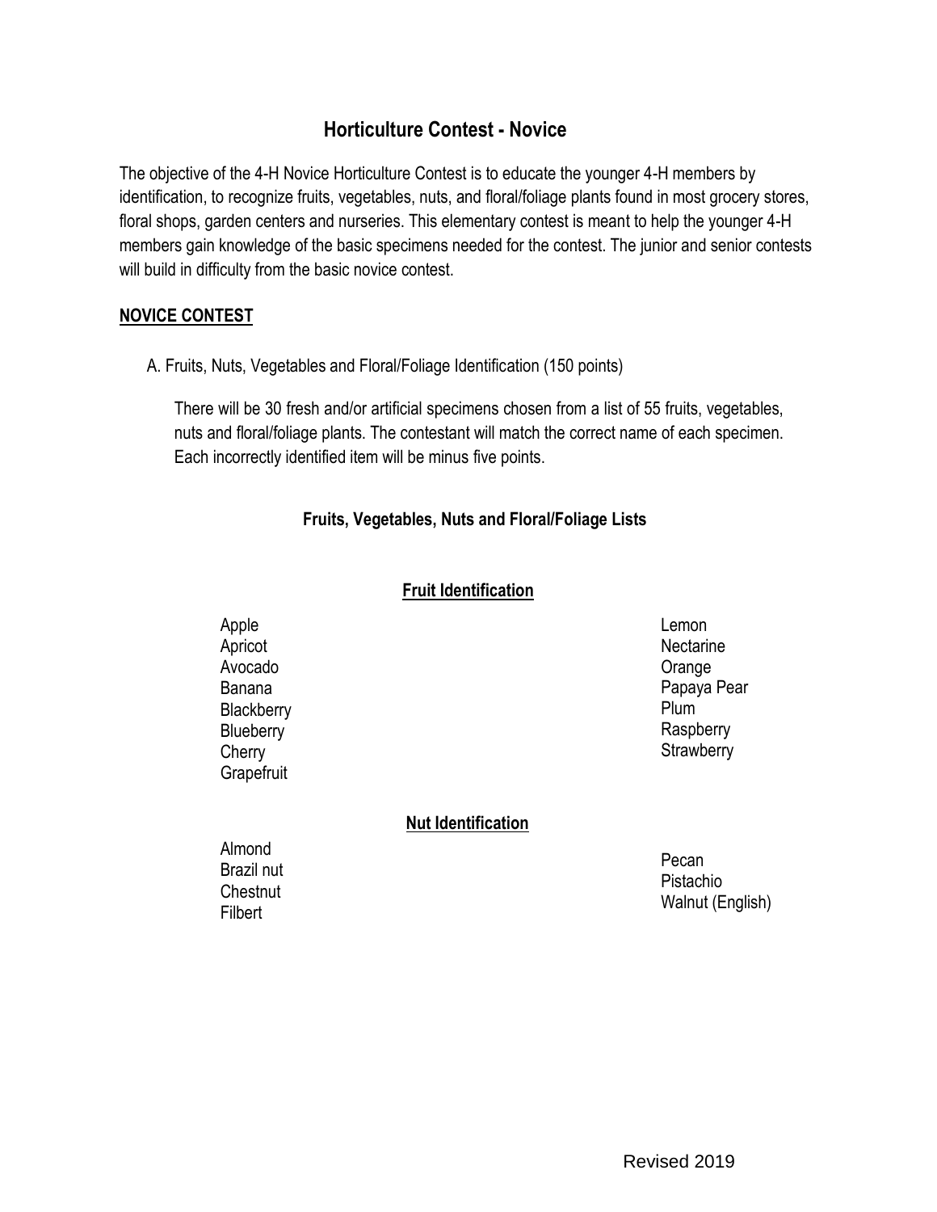# Horticulture Contest - Novice

The objective of the 4-H Novice Horticulture Contest is to educate the younger 4-H members by identification, to recognize fruits, vegetables, nuts, and floral/foliage plants found in most grocery stores, floral shops, garden centers and nurseries. This elementary contest is meant to help the younger 4-H members gain knowledge of the basic specimens needed for the contest. The junior and senior contests will build in difficulty from the basic novice contest.

## NOVICE CONTEST

A. Fruits, Nuts, Vegetables and Floral/Foliage Identification (150 points)

There will be 30 fresh and/or artificial specimens chosen from a list of 55 fruits, vegetables, nuts and floral/foliage plants. The contestant will match the correct name of each specimen. Each incorrectly identified item will be minus five points.

### Fruits, Vegetables, Nuts and Floral/Foliage Lists

#### Fruit Identification

- Apple
- Apricot
- Avocado
- Banana
- Blackberry
- Blueberry
- Cherry
- Grapefruit
- Lemon
- Nectarine
- Orange
- Papaya Pear
- Plum
- Raspberry
- Strawberry

#### Nut Identification

- Almond
- Brazil nut
- Chestnut
- Filbert
- Pecan
- Pistachio
- Walnut (English)

Revised 2019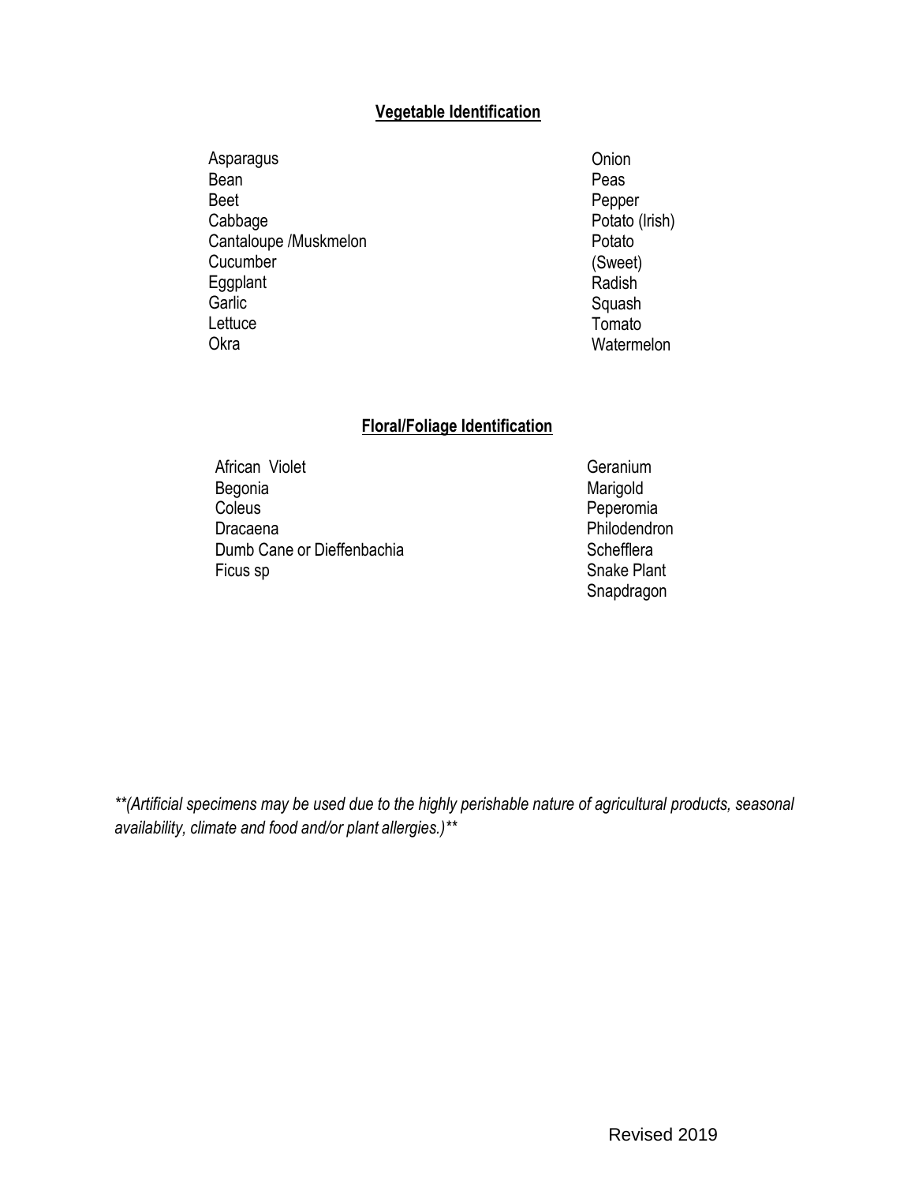## Vegetable Identification

- Asparagus
- Bean
- Beet
- Cabbage
- Cantaloupe /Muskmelon
- Cucumber
- Eggplant
- Garlic
- Lettuce
- Okra
- Onion
- Peas
- Pepper
- Potato (Irish)
- Potato (Sweet)
- Radish
- Squash
- Tomato
- Watermelon

## Floral/Foliage Identification

- African Violet
- Begonia
- Coleus
- Dracaena
- Dumb Cane or Dieffenbachia
- Ficus sp
- Geranium
- Marigold
- Peperomia
- Philodendron
- Schefflera
- Snake Plant
- Snapdragon

***(Artificial specimens may be used due to the highly perishable nature of agricultural products, seasonal availability, climate and food and/or plant allergies.)***

Revised 2019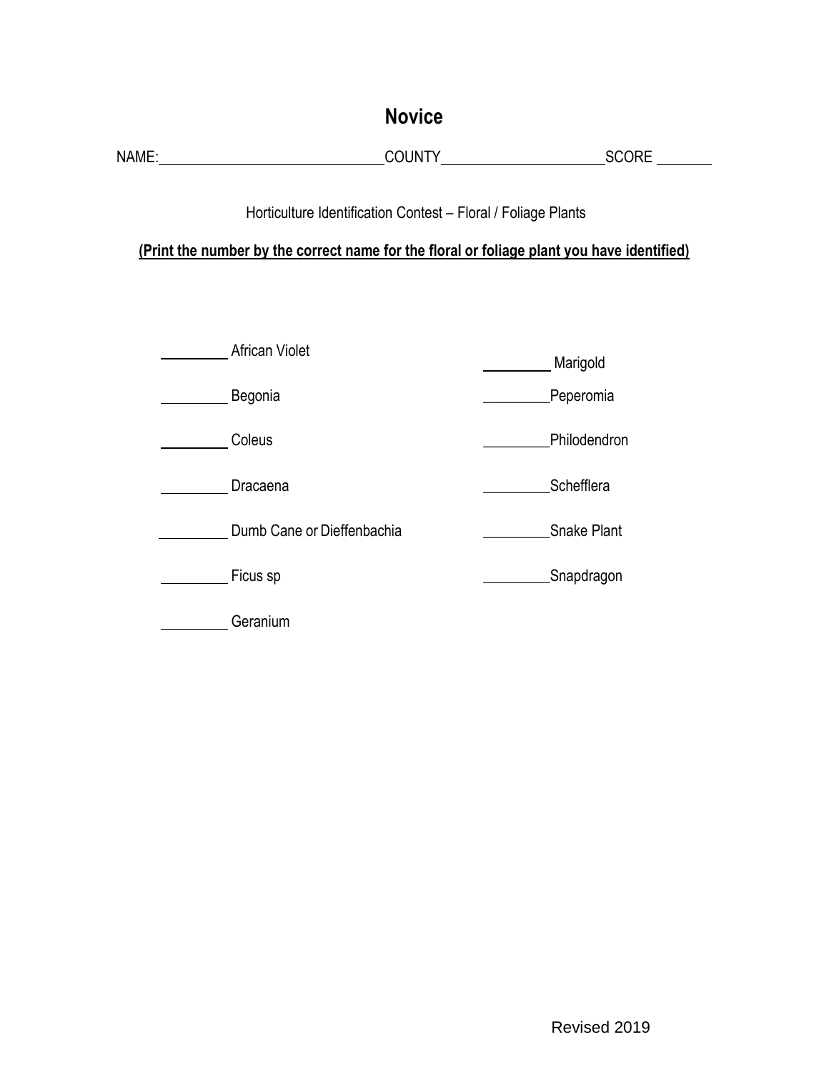# Novice

NAME:______________________________ COUNTY______________________ SCORE ________

Horticulture Identification Contest – Floral / Foliage Plants

**<u>(Print the number by the correct name for the floral or foliage plant you have identified)</u>**

_________ African Violet

_________ Begonia

_________ Coleus

_________ Dracaena

_________ Dumb Cane or Dieffenbachia

_________ Ficus sp

_________ Geranium

_________ Marigold

_________ Peperomia

_________ Philodendron

_________ Schefflera

_________ Snake Plant

_________ Snapdragon

Revised 2019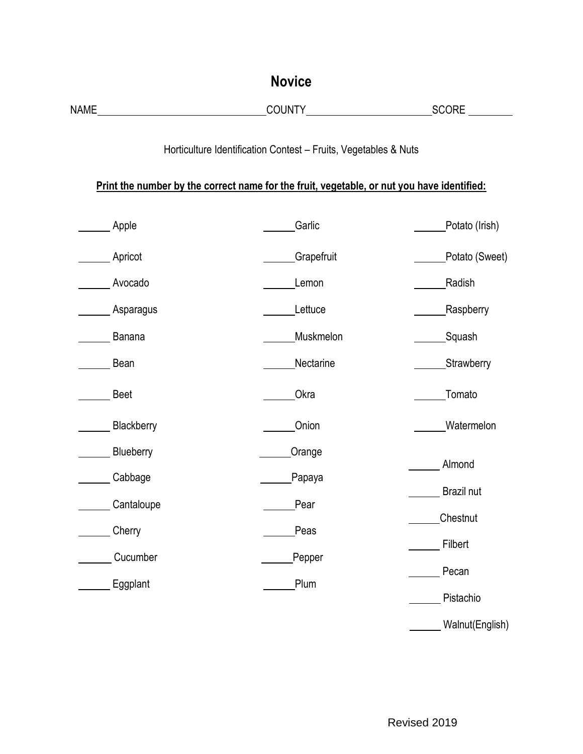# Novice

NAME______________________________ COUNTY______________________ SCORE ________

Horticulture Identification Contest – Fruits, Vegetables & Nuts

**Print the number by the correct name for the fruit, vegetable, or nut you have identified:**

______ Apple

______ Apricot

______ Avocado

______ Asparagus

______ Banana

______ Bean

______ Beet

______ Blackberry

______ Blueberry

______ Cabbage

______ Cantaloupe

______ Cherry

______ Cucumber

______ Eggplant

______ Garlic

______ Grapefruit

______ Lemon

______ Lettuce

______ Muskmelon

______ Nectarine

______ Okra

______ Onion

______ Orange

______ Papaya

______ Pear

______ Peas

______ Pepper

______ Plum

______ Potato (Irish)

______ Potato (Sweet)

______ Radish

______ Raspberry

______ Squash

______ Strawberry

______ Tomato

______ Watermelon

______ Almond

______ Brazil nut

______ Chestnut

______ Filbert

______ Pecan

______ Pistachio

______ Walnut(English)

Revised 2019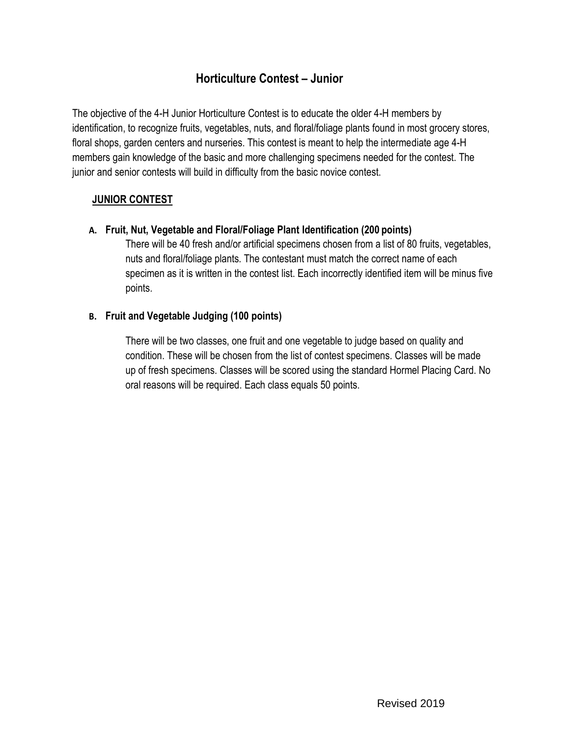# Horticulture Contest – Junior

The objective of the 4-H Junior Horticulture Contest is to educate the older 4-H members by identification, to recognize fruits, vegetables, nuts, and floral/foliage plants found in most grocery stores, floral shops, garden centers and nurseries. This contest is meant to help the intermediate age 4-H members gain knowledge of the basic and more challenging specimens needed for the contest. The junior and senior contests will build in difficulty from the basic novice contest.

## JUNIOR CONTEST

**A. Fruit, Nut, Vegetable and Floral/Foliage Plant Identification (200 points)**

There will be 40 fresh and/or artificial specimens chosen from a list of 80 fruits, vegetables, nuts and floral/foliage plants. The contestant must match the correct name of each specimen as it is written in the contest list. Each incorrectly identified item will be minus five points.

**B. Fruit and Vegetable Judging (100 points)**

There will be two classes, one fruit and one vegetable to judge based on quality and condition. These will be chosen from the list of contest specimens. Classes will be made up of fresh specimens. Classes will be scored using the standard Hormel Placing Card. No oral reasons will be required. Each class equals 50 points.

Revised 2019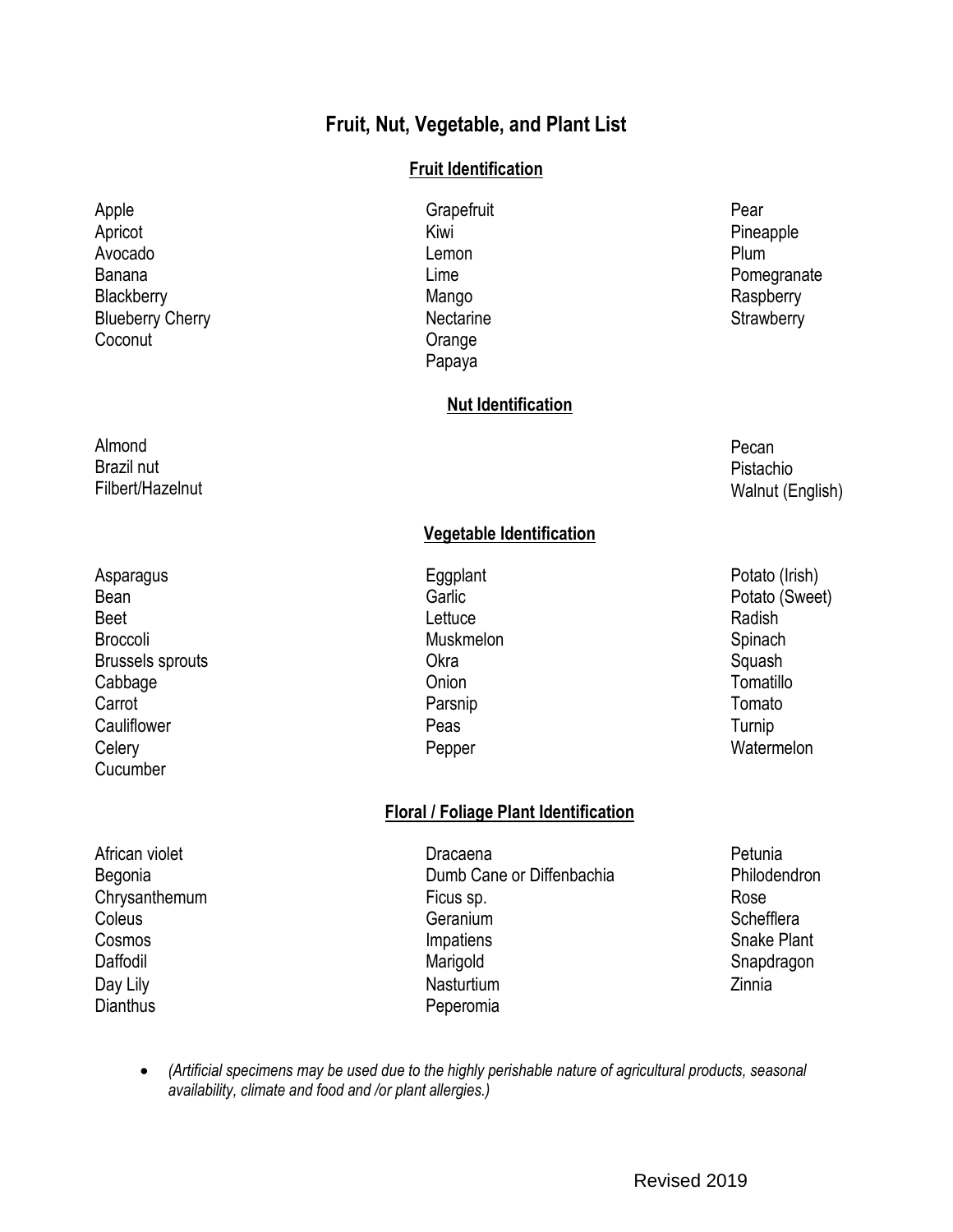# Fruit, Nut, Vegetable, and Plant List

## Fruit Identification

Apple
Apricot
Avocado
Banana
Blackberry
Blueberry Cherry
Coconut
Grapefruit
Kiwi
Lemon
Lime
Mango
Nectarine
Orange
Papaya
Pear
Pineapple
Plum
Pomegranate
Raspberry
Strawberry

## Nut Identification

Almond
Brazil nut
Filbert/Hazelnut
Pecan
Pistachio
Walnut (English)

## Vegetable Identification

Asparagus
Bean
Beet
Broccoli
Brussels sprouts
Cabbage
Carrot
Cauliflower
Celery
Cucumber
Eggplant
Garlic
Lettuce
Muskmelon
Okra
Onion
Parsnip
Peas
Pepper
Potato (Irish)
Potato (Sweet)
Radish
Spinach
Squash
Tomatillo
Tomato
Turnip
Watermelon

## Floral / Foliage Plant Identification

African violet
Begonia
Chrysanthemum
Coleus
Cosmos
Daffodil
Day Lily
Dianthus
Dracaena
Dumb Cane or Diffenbachia
Ficus sp.
Geranium
Impatiens
Marigold
Nasturtium
Peperomia
Petunia
Philodendron
Rose
Schefflera
Snake Plant
Snapdragon
Zinnia

- *(Artificial specimens may be used due to the highly perishable nature of agricultural products, seasonal availability, climate and food and /or plant allergies.)*

Revised 2019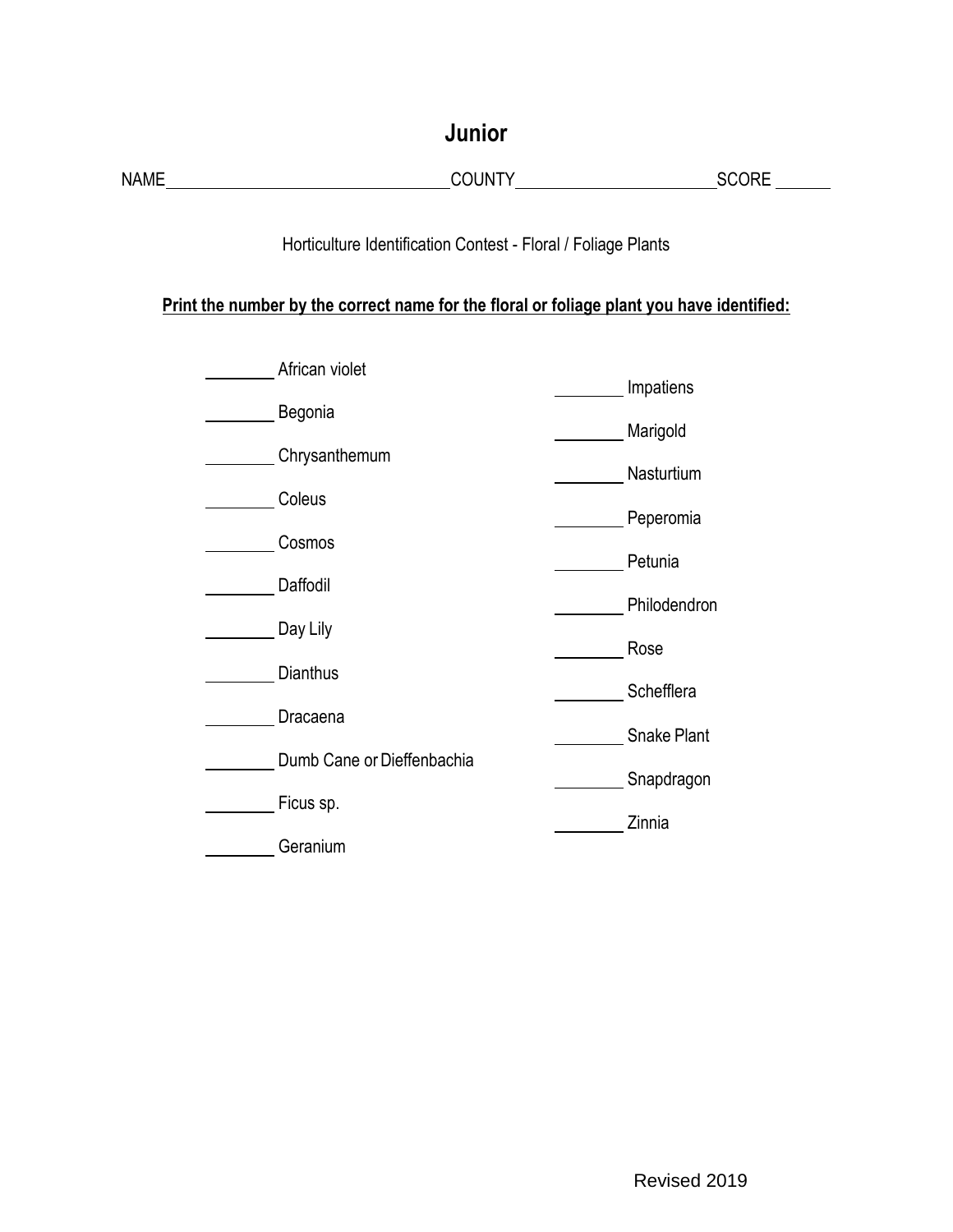# Junior

NAME________________________________COUNTY______________________SCORE ______

Horticulture Identification Contest - Floral / Foliage Plants

**Print the number by the correct name for the floral or foliage plant you have identified:**

________ African violet

________ Begonia

________ Chrysanthemum

________ Coleus

________ Cosmos

________ Daffodil

________ Day Lily

________ Dianthus

________ Dracaena

________ Dumb Cane or Dieffenbachia

________ Ficus sp.

________ Geranium

________ Impatiens

________ Marigold

________ Nasturtium

________ Peperomia

________ Petunia

________ Philodendron

________ Rose

________ Schefflera

________ Snake Plant

________ Snapdragon

________ Zinnia

Revised 2019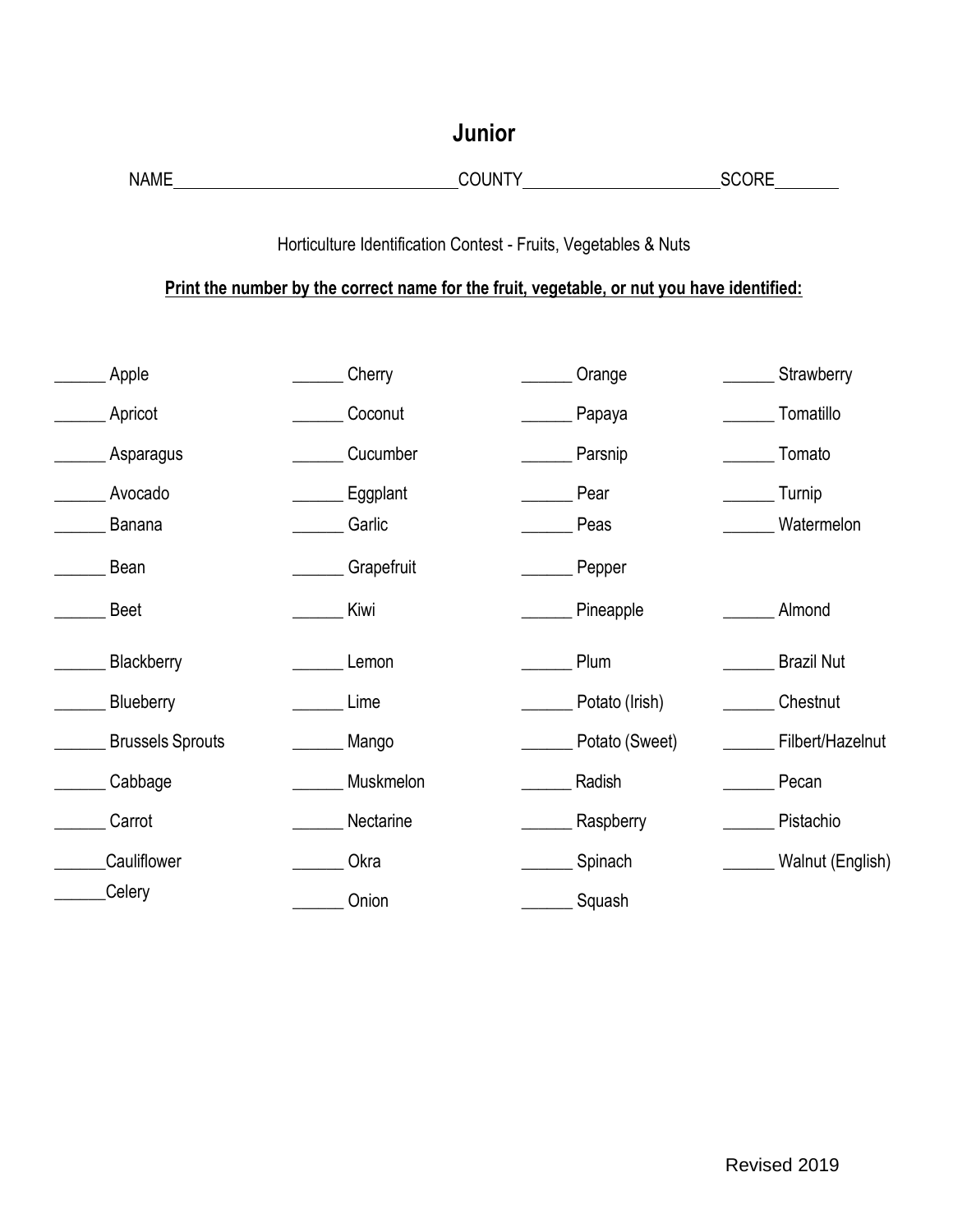# Junior

NAME________________________________COUNTY______________________SCORE_______

Horticulture Identification Contest - Fruits, Vegetables & Nuts

**Print the number by the correct name for the fruit, vegetable, or nut you have identified:**

| | | | |
|---|---|---|---|
| ______ Apple | ______ Cherry | ______ Orange | ______ Strawberry |
| ______ Apricot | ______ Coconut | ______ Papaya | ______ Tomatillo |
| ______ Asparagus | ______ Cucumber | ______ Parsnip | ______ Tomato |
| ______ Avocado | ______ Eggplant | ______ Pear | ______ Turnip |
| ______ Banana | ______ Garlic | ______ Peas | ______ Watermelon |
| ______ Bean | ______ Grapefruit | ______ Pepper | |
| ______ Beet | ______ Kiwi | ______ Pineapple | ______ Almond |
| ______ Blackberry | ______ Lemon | ______ Plum | ______ Brazil Nut |
| ______ Blueberry | ______ Lime | ______ Potato (Irish) | ______ Chestnut |
| ______ Brussels Sprouts | ______ Mango | ______ Potato (Sweet) | ______ Filbert/Hazelnut |
| ______ Cabbage | ______ Muskmelon | ______ Radish | ______ Pecan |
| ______ Carrot | ______ Nectarine | ______ Raspberry | ______ Pistachio |
| ______Cauliflower | ______ Okra | ______ Spinach | ______ Walnut (English) |
| ______Celery | ______ Onion | ______ Squash | |

Revised 2019